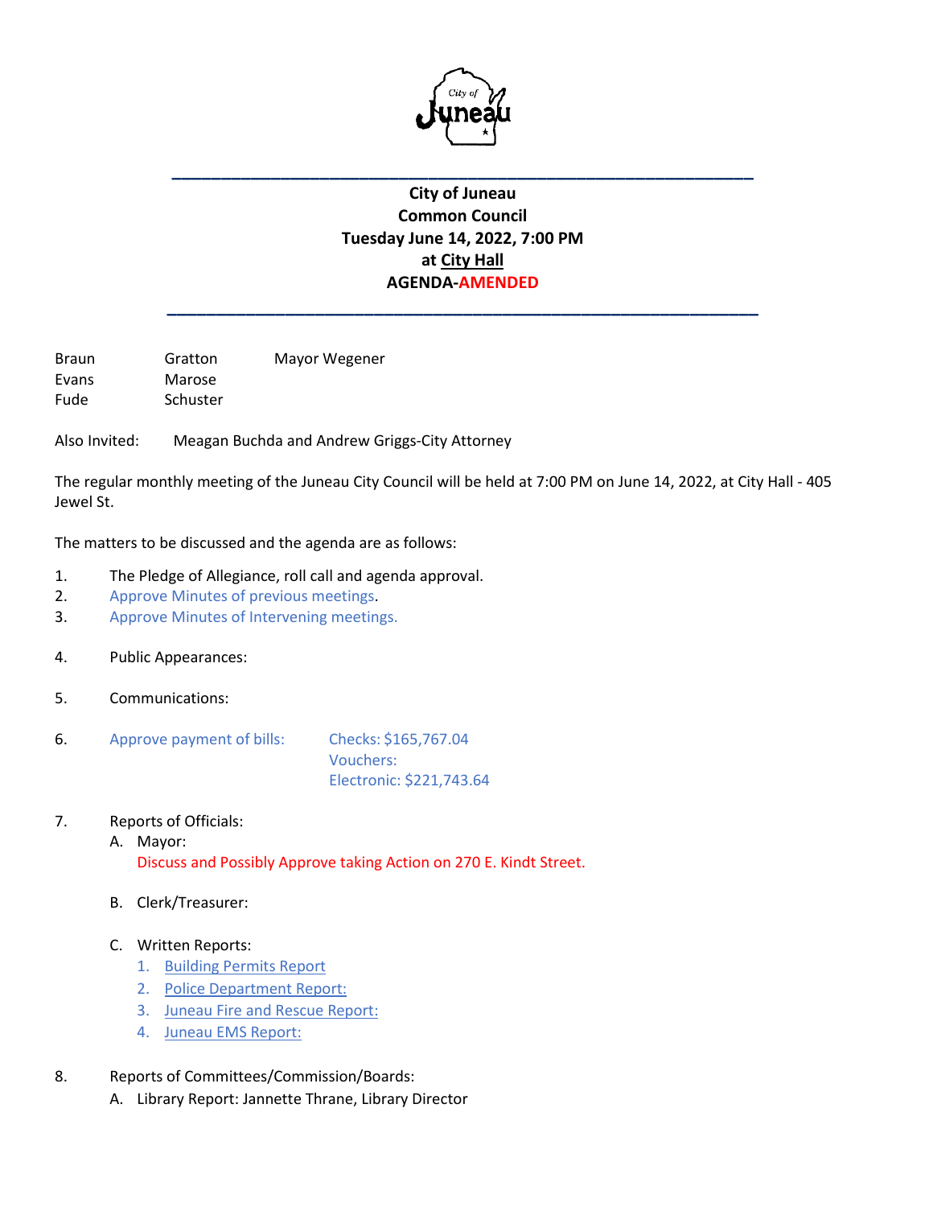# City of Juneau
## Common Council
## Tuesday June 14, 2022, 7:00 PM
## at City Hall
## AGENDA-AMENDED

| | | |
|---|---|---|
| Braun | Gratton | Mayor Wegener |
| Evans | Marose | |
| Fude | Schuster | |

Also Invited: Meagan Buchda and Andrew Griggs-City Attorney

The regular monthly meeting of the Juneau City Council will be held at 7:00 PM on June 14, 2022, at City Hall - 405 Jewel St.

The matters to be discussed and the agenda are as follows:

1. The Pledge of Allegiance, roll call and agenda approval.
2. Approve Minutes of previous meetings.
3. Approve Minutes of Intervening meetings.

4. Public Appearances:

5. Communications:

6. Approve payment of bills:
   - Checks: $165,767.04
   - Vouchers:
   - Electronic: $221,743.64

7. Reports of Officials:
   - A. Mayor:
     Discuss and Possibly Approve taking Action on 270 E. Kindt Street.
   - B. Clerk/Treasurer:
   - C. Written Reports:
     1. Building Permits Report
     2. Police Department Report:
     3. Juneau Fire and Rescue Report:
     4. Juneau EMS Report:

8. Reports of Committees/Commission/Boards:
   - A. Library Report: Jannette Thrane, Library Director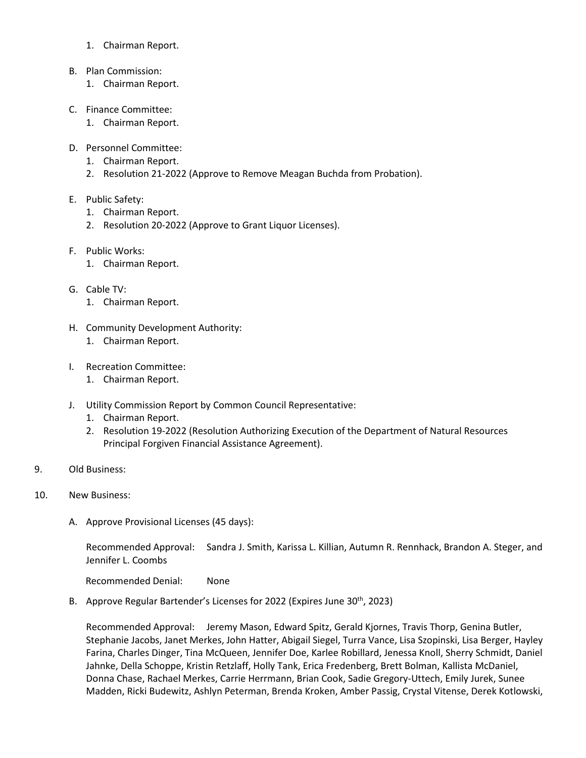1. Chairman Report.

B. Plan Commission:
   1. Chairman Report.

C. Finance Committee:
   1. Chairman Report.

D. Personnel Committee:
   1. Chairman Report.
   2. Resolution 21-2022 (Approve to Remove Meagan Buchda from Probation).

E. Public Safety:
   1. Chairman Report.
   2. Resolution 20-2022 (Approve to Grant Liquor Licenses).

F. Public Works:
   1. Chairman Report.

G. Cable TV:
   1. Chairman Report.

H. Community Development Authority:
   1. Chairman Report.

I. Recreation Committee:
   1. Chairman Report.

J. Utility Commission Report by Common Council Representative:
   1. Chairman Report.
   2. Resolution 19-2022 (Resolution Authorizing Execution of the Department of Natural Resources Principal Forgiven Financial Assistance Agreement).

9. Old Business:

10. New Business:

A. Approve Provisional Licenses (45 days):

Recommended Approval: Sandra J. Smith, Karissa L. Killian, Autumn R. Rennhack, Brandon A. Steger, and Jennifer L. Coombs

Recommended Denial: None

B. Approve Regular Bartender's Licenses for 2022 (Expires June 30th, 2023)

Recommended Approval: Jeremy Mason, Edward Spitz, Gerald Kjornes, Travis Thorp, Genina Butler, Stephanie Jacobs, Janet Merkes, John Hatter, Abigail Siegel, Turra Vance, Lisa Szopinski, Lisa Berger, Hayley Farina, Charles Dinger, Tina McQueen, Jennifer Doe, Karlee Robillard, Jenessa Knoll, Sherry Schmidt, Daniel Jahnke, Della Schoppe, Kristin Retzlaff, Holly Tank, Erica Fredenberg, Brett Bolman, Kallista McDaniel, Donna Chase, Rachael Merkes, Carrie Herrmann, Brian Cook, Sadie Gregory-Uttech, Emily Jurek, Sunee Madden, Ricki Budewitz, Ashlyn Peterman, Brenda Kroken, Amber Passig, Crystal Vitense, Derek Kotlowski,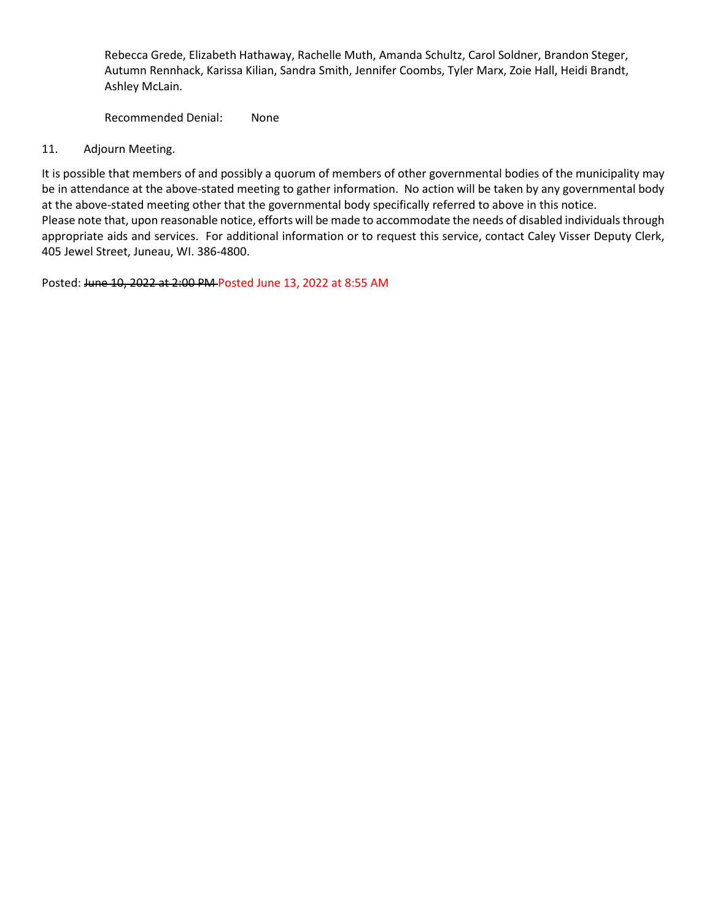Rebecca Grede, Elizabeth Hathaway, Rachelle Muth, Amanda Schultz, Carol Soldner, Brandon Steger, Autumn Rennhack, Karissa Kilian, Sandra Smith, Jennifer Coombs, Tyler Marx, Zoie Hall, Heidi Brandt, Ashley McLain.

Recommended Denial: None

11. Adjourn Meeting.

It is possible that members of and possibly a quorum of members of other governmental bodies of the municipality may be in attendance at the above-stated meeting to gather information. No action will be taken by any governmental body at the above-stated meeting other that the governmental body specifically referred to above in this notice.
Please note that, upon reasonable notice, efforts will be made to accommodate the needs of disabled individuals through appropriate aids and services. For additional information or to request this service, contact Caley Visser Deputy Clerk, 405 Jewel Street, Juneau, WI. 386-4800.

Posted: ~~June 10, 2022 at 2:00 PM~~ Posted June 13, 2022 at 8:55 AM